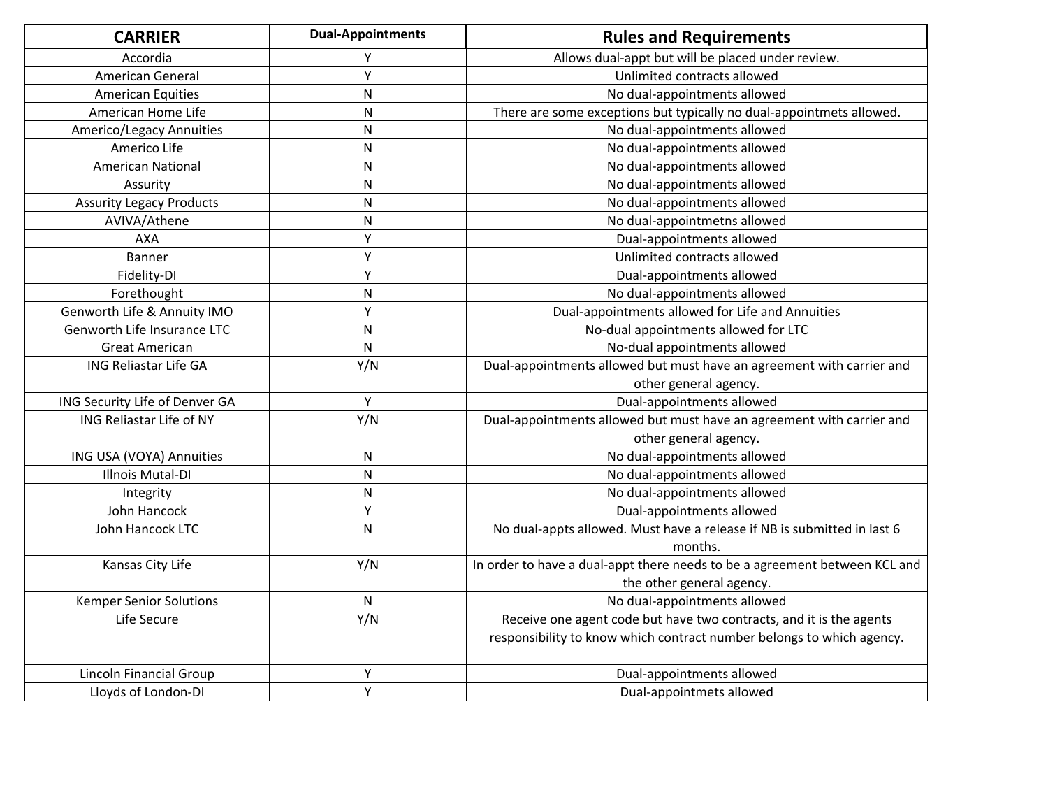| CARRIER | Dual-Appointments | Rules and Requirements |
|---|---|---|
| Accordia | Y | Allows dual-appt but will be placed under review. |
| American General | Y | Unlimited contracts allowed |
| American Equities | N | No dual-appointments allowed |
| American Home Life | N | There are some exceptions but typically no dual-appointmets allowed. |
| Americo/Legacy Annuities | N | No dual-appointments allowed |
| Americo Life | N | No dual-appointments allowed |
| American National | N | No dual-appointments allowed |
| Assurity | N | No dual-appointments allowed |
| Assurity Legacy Products | N | No dual-appointments allowed |
| AVIVA/Athene | N | No dual-appointmetns allowed |
| AXA | Y | Dual-appointments allowed |
| Banner | Y | Unlimited contracts allowed |
| Fidelity-DI | Y | Dual-appointments allowed |
| Forethought | N | No dual-appointments allowed |
| Genworth Life & Annuity IMO | Y | Dual-appointments allowed for Life and Annuities |
| Genworth Life Insurance LTC | N | No-dual appointments allowed for LTC |
| Great American | N | No-dual appointments allowed |
| ING Reliastar Life GA | Y/N | Dual-appointments allowed but must have an agreement with carrier and other general agency. |
| ING Security Life of Denver GA | Y | Dual-appointments allowed |
| ING Reliastar Life of NY | Y/N | Dual-appointments allowed but must have an agreement with carrier and other general agency. |
| ING USA (VOYA) Annuities | N | No dual-appointments allowed |
| Illnois Mutal-DI | N | No dual-appointments allowed |
| Integrity | N | No dual-appointments allowed |
| John Hancock | Y | Dual-appointments allowed |
| John Hancock LTC | N | No dual-appts allowed. Must have a release if NB is submitted in last 6 months. |
| Kansas City Life | Y/N | In order to have a dual-appt there needs to be a agreement between KCL and the other general agency. |
| Kemper Senior Solutions | N | No dual-appointments allowed |
| Life Secure | Y/N | Receive one agent code but have two contracts, and it is the agents responsibility to know which contract number belongs to which agency. |
| Lincoln Financial Group | Y | Dual-appointments allowed |
| Lloyds of London-DI | Y | Dual-appointmets allowed |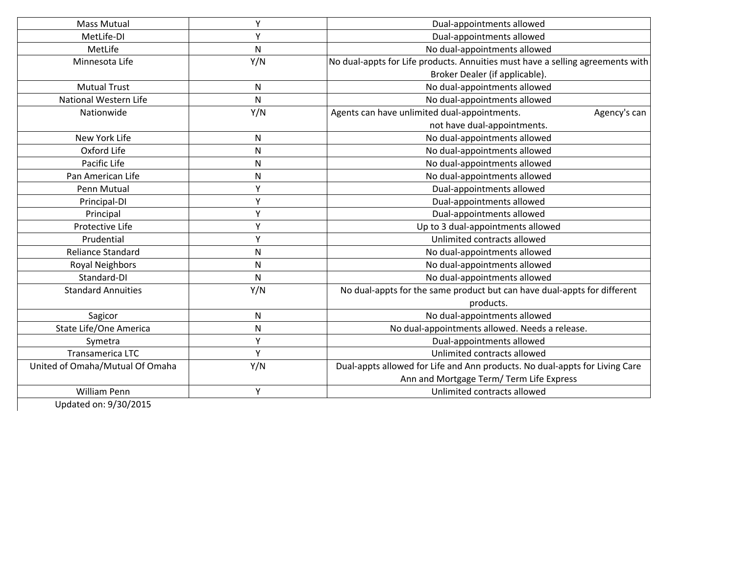| | | |
|---|---|---|
| Mass Mutual | Y | Dual-appointments allowed |
| MetLife-DI | Y | Dual-appointments allowed |
| MetLife | N | No dual-appointments allowed |
| Minnesota Life | Y/N | No dual-appts for Life products. Annuities must have a selling agreements with Broker Dealer (if applicable). |
| Mutual Trust | N | No dual-appointments allowed |
| National Western Life | N | No dual-appointments allowed |
| Nationwide | Y/N | Agents can have unlimited dual-appointments. Agency's can not have dual-appointments. |
| New York Life | N | No dual-appointments allowed |
| Oxford Life | N | No dual-appointments allowed |
| Pacific Life | N | No dual-appointments allowed |
| Pan American Life | N | No dual-appointments allowed |
| Penn Mutual | Y | Dual-appointments allowed |
| Principal-DI | Y | Dual-appointments allowed |
| Principal | Y | Dual-appointments allowed |
| Protective Life | Y | Up to 3 dual-appointments allowed |
| Prudential | Y | Unlimited contracts allowed |
| Reliance Standard | N | No dual-appointments allowed |
| Royal Neighbors | N | No dual-appointments allowed |
| Standard-DI | N | No dual-appointments allowed |
| Standard Annuities | Y/N | No dual-appts for the same product but can have dual-appts for different products. |
| Sagicor | N | No dual-appointments allowed |
| State Life/One America | N | No dual-appointments allowed. Needs a release. |
| Symetra | Y | Dual-appointments allowed |
| Transamerica LTC | Y | Unlimited contracts allowed |
| United of Omaha/Mutual Of Omaha | Y/N | Dual-appts allowed for Life and Ann products. No dual-appts for Living Care Ann and Mortgage Term/ Term Life Express |
| William Penn | Y | Unlimited contracts allowed |

Updated on: 9/30/2015